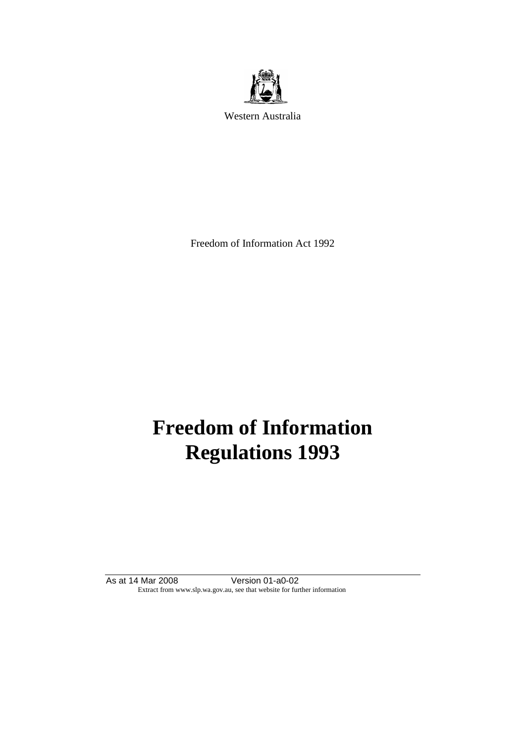Western Australia

Freedom of Information Act 1992

# Freedom of Information Regulations 1993

As at 14 Mar 2008 Version 01-a0-02
Extract from www.slp.wa.gov.au, see that website for further information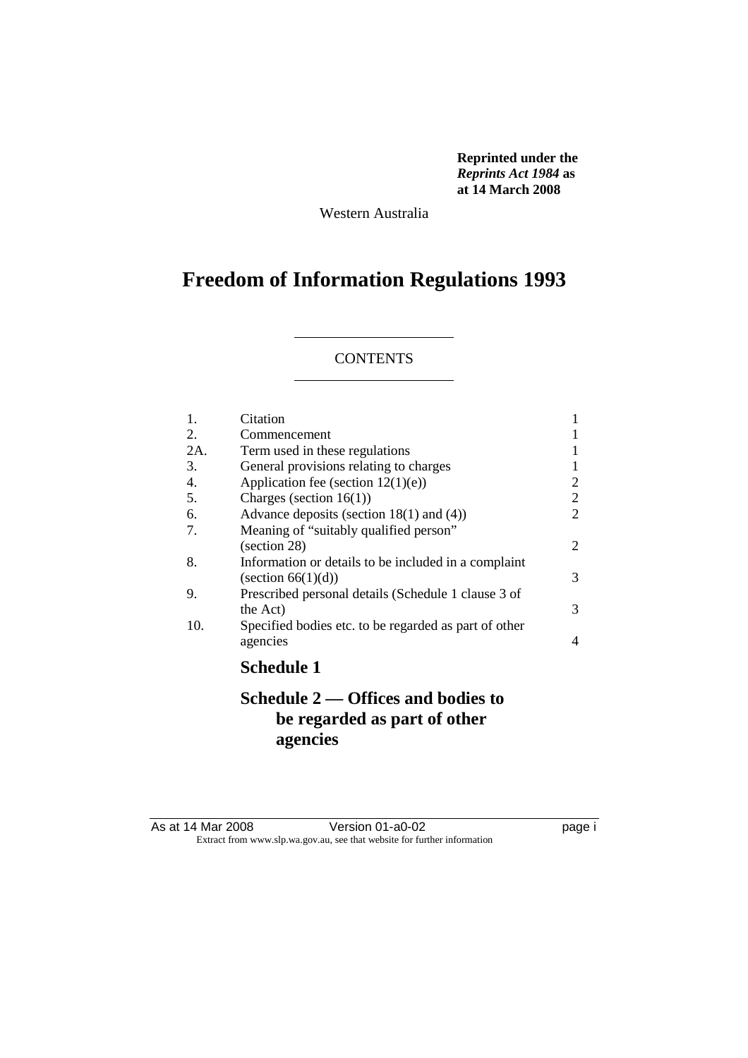**Reprinted under the *Reprints Act 1984* as at 14 March 2008**

Western Australia

# Freedom of Information Regulations 1993

## CONTENTS

| | | |
|---|---|---|
| 1. | Citation | 1 |
| 2. | Commencement | 1 |
| 2A. | Term used in these regulations | 1 |
| 3. | General provisions relating to charges | 1 |
| 4. | Application fee (section 12(1)(e)) | 2 |
| 5. | Charges (section 16(1)) | 2 |
| 6. | Advance deposits (section 18(1) and (4)) | 2 |
| 7. | Meaning of "suitably qualified person" (section 28) | 2 |
| 8. | Information or details to be included in a complaint (section 66(1)(d)) | 3 |
| 9. | Prescribed personal details (Schedule 1 clause 3 of the Act) | 3 |
| 10. | Specified bodies etc. to be regarded as part of other agencies | 4 |

**Schedule 1**

**Schedule 2 — Offices and bodies to be regarded as part of other agencies**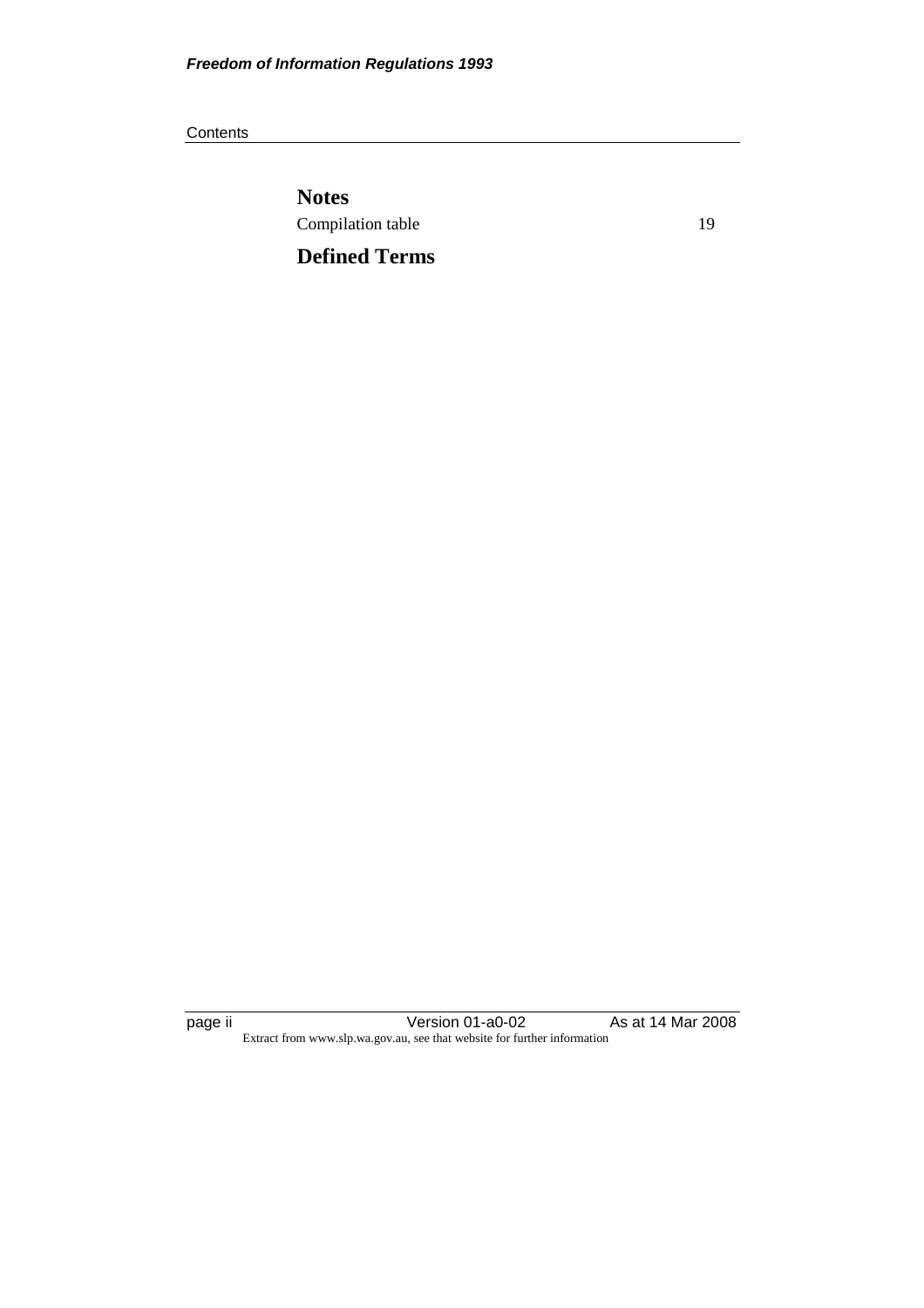**Notes**

Compilation table 19

**Defined Terms**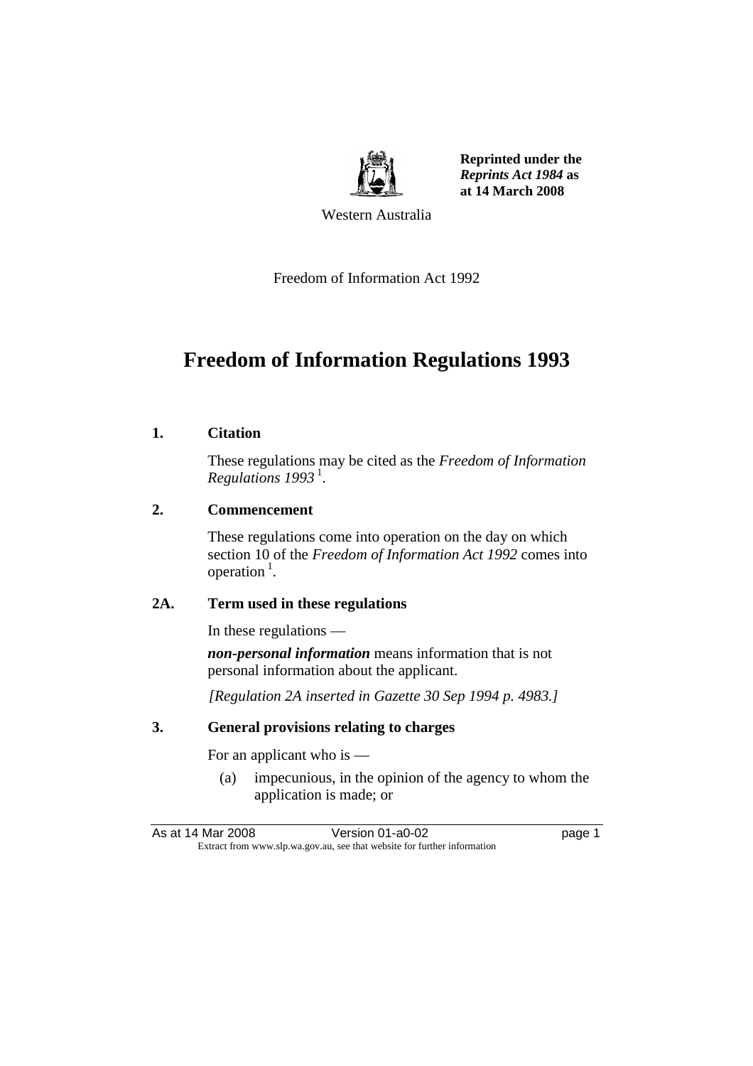Reprinted under the *Reprints Act 1984* as at 14 March 2008

Western Australia

Freedom of Information Act 1992

# Freedom of Information Regulations 1993

## 1. Citation

These regulations may be cited as the *Freedom of Information Regulations 1993* [1].

## 2. Commencement

These regulations come into operation on the day on which section 10 of the *Freedom of Information Act 1992* comes into operation [1].

## 2A. Term used in these regulations

In these regulations —

***non-personal information*** means information that is not personal information about the applicant.

*[Regulation 2A inserted in Gazette 30 Sep 1994 p. 4983.]*

## 3. General provisions relating to charges

For an applicant who is —

(a) impecunious, in the opinion of the agency to whom the application is made; or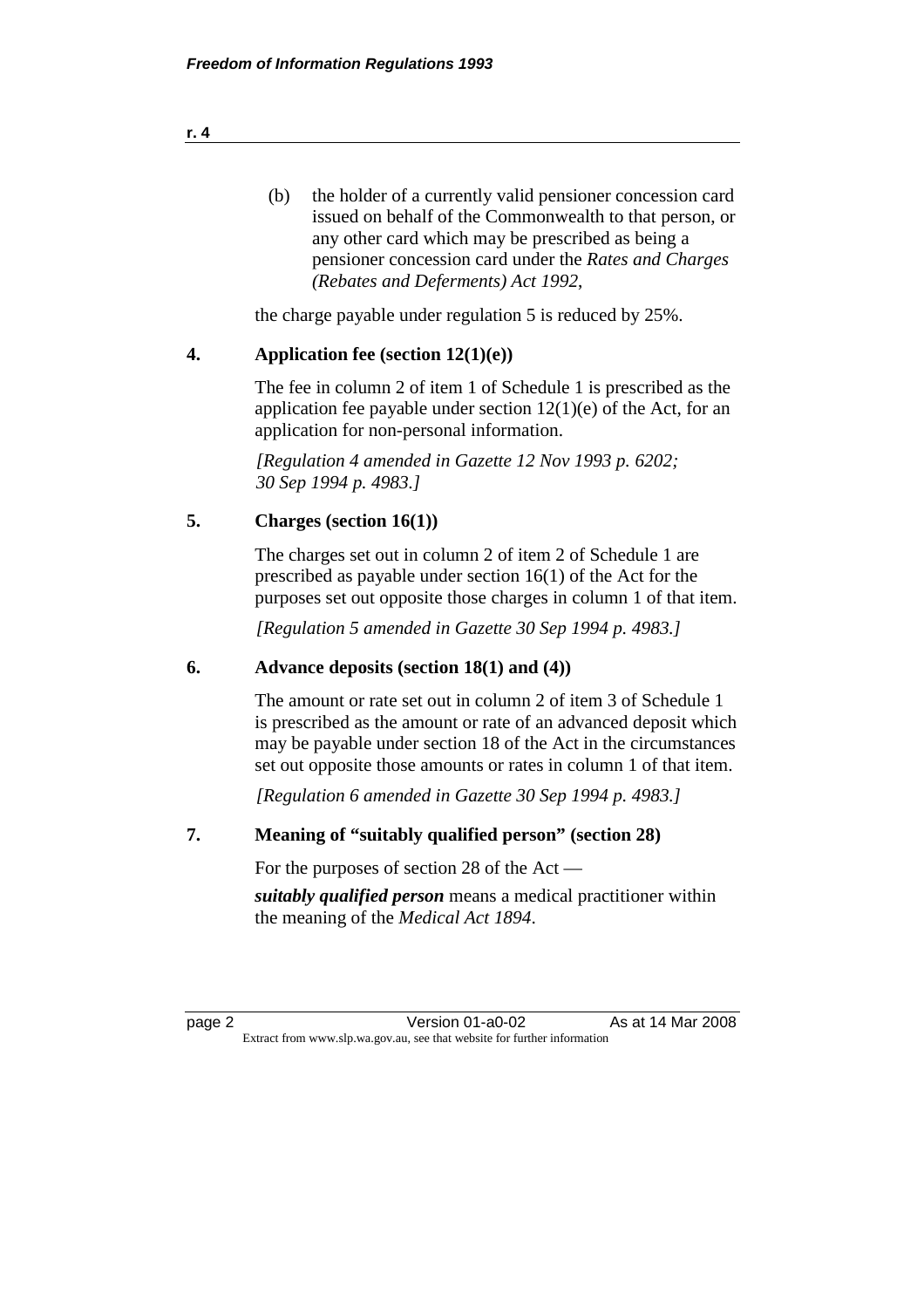(b) the holder of a currently valid pensioner concession card issued on behalf of the Commonwealth to that person, or any other card which may be prescribed as being a pensioner concession card under the *Rates and Charges (Rebates and Deferments) Act 1992*,

the charge payable under regulation 5 is reduced by 25%.

## 4. Application fee (section 12(1)(e))

The fee in column 2 of item 1 of Schedule 1 is prescribed as the application fee payable under section 12(1)(e) of the Act, for an application for non-personal information.

*[Regulation 4 amended in Gazette 12 Nov 1993 p. 6202; 30 Sep 1994 p. 4983.]*

## 5. Charges (section 16(1))

The charges set out in column 2 of item 2 of Schedule 1 are prescribed as payable under section 16(1) of the Act for the purposes set out opposite those charges in column 1 of that item.

*[Regulation 5 amended in Gazette 30 Sep 1994 p. 4983.]*

## 6. Advance deposits (section 18(1) and (4))

The amount or rate set out in column 2 of item 3 of Schedule 1 is prescribed as the amount or rate of an advanced deposit which may be payable under section 18 of the Act in the circumstances set out opposite those amounts or rates in column 1 of that item.

*[Regulation 6 amended in Gazette 30 Sep 1994 p. 4983.]*

## 7. Meaning of "suitably qualified person" (section 28)

For the purposes of section 28 of the Act —

***suitably qualified person*** means a medical practitioner within the meaning of the *Medical Act 1894*.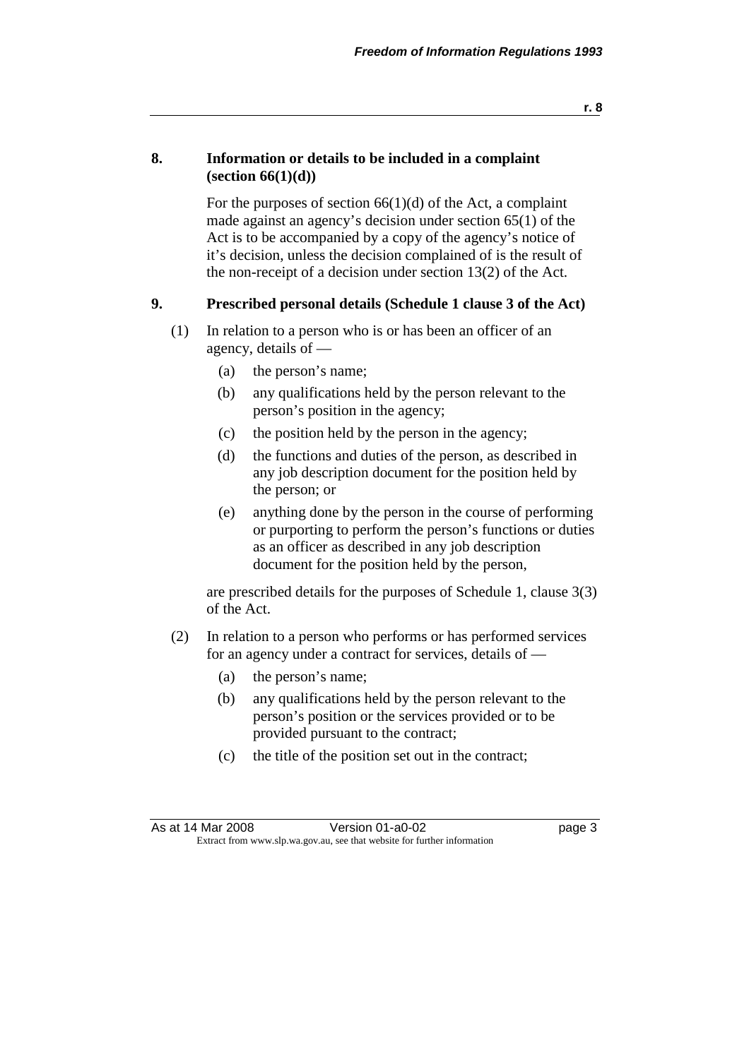## 8. Information or details to be included in a complaint (section 66(1)(d))

For the purposes of section 66(1)(d) of the Act, a complaint made against an agency's decision under section 65(1) of the Act is to be accompanied by a copy of the agency's notice of it's decision, unless the decision complained of is the result of the non-receipt of a decision under section 13(2) of the Act.

## 9. Prescribed personal details (Schedule 1 clause 3 of the Act)

(1) In relation to a person who is or has been an officer of an agency, details of —

- (a) the person's name;
- (b) any qualifications held by the person relevant to the person's position in the agency;
- (c) the position held by the person in the agency;
- (d) the functions and duties of the person, as described in any job description document for the position held by the person; or
- (e) anything done by the person in the course of performing or purporting to perform the person's functions or duties as an officer as described in any job description document for the position held by the person,

are prescribed details for the purposes of Schedule 1, clause 3(3) of the Act.

(2) In relation to a person who performs or has performed services for an agency under a contract for services, details of —

- (a) the person's name;
- (b) any qualifications held by the person relevant to the person's position or the services provided or to be provided pursuant to the contract;
- (c) the title of the position set out in the contract;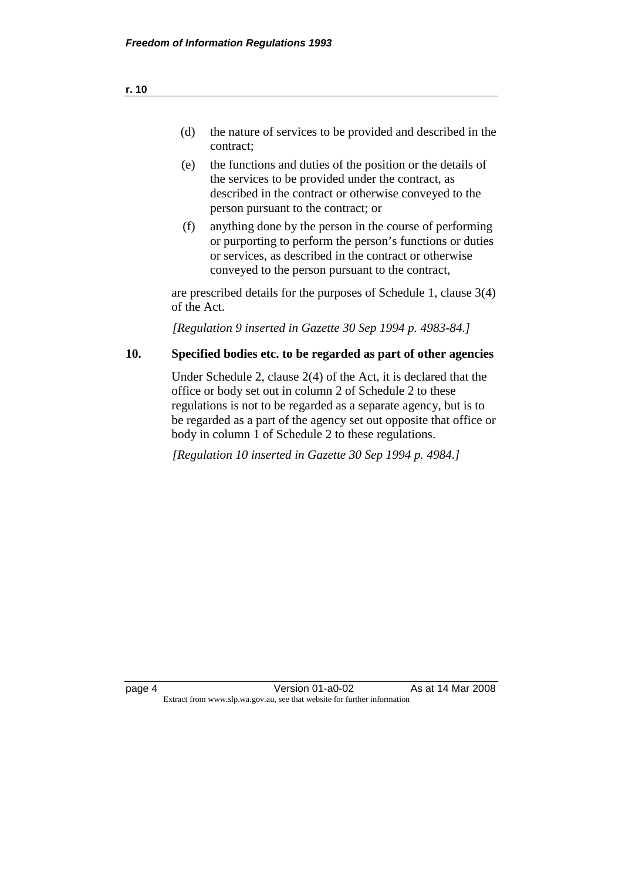(d) the nature of services to be provided and described in the contract;

(e) the functions and duties of the position or the details of the services to be provided under the contract, as described in the contract or otherwise conveyed to the person pursuant to the contract; or

(f) anything done by the person in the course of performing or purporting to perform the person's functions or duties or services, as described in the contract or otherwise conveyed to the person pursuant to the contract,

are prescribed details for the purposes of Schedule 1, clause 3(4) of the Act.

*[Regulation 9 inserted in Gazette 30 Sep 1994 p. 4983-84.]*

## 10. Specified bodies etc. to be regarded as part of other agencies

Under Schedule 2, clause 2(4) of the Act, it is declared that the office or body set out in column 2 of Schedule 2 to these regulations is not to be regarded as a separate agency, but is to be regarded as a part of the agency set out opposite that office or body in column 1 of Schedule 2 to these regulations.

*[Regulation 10 inserted in Gazette 30 Sep 1994 p. 4984.]*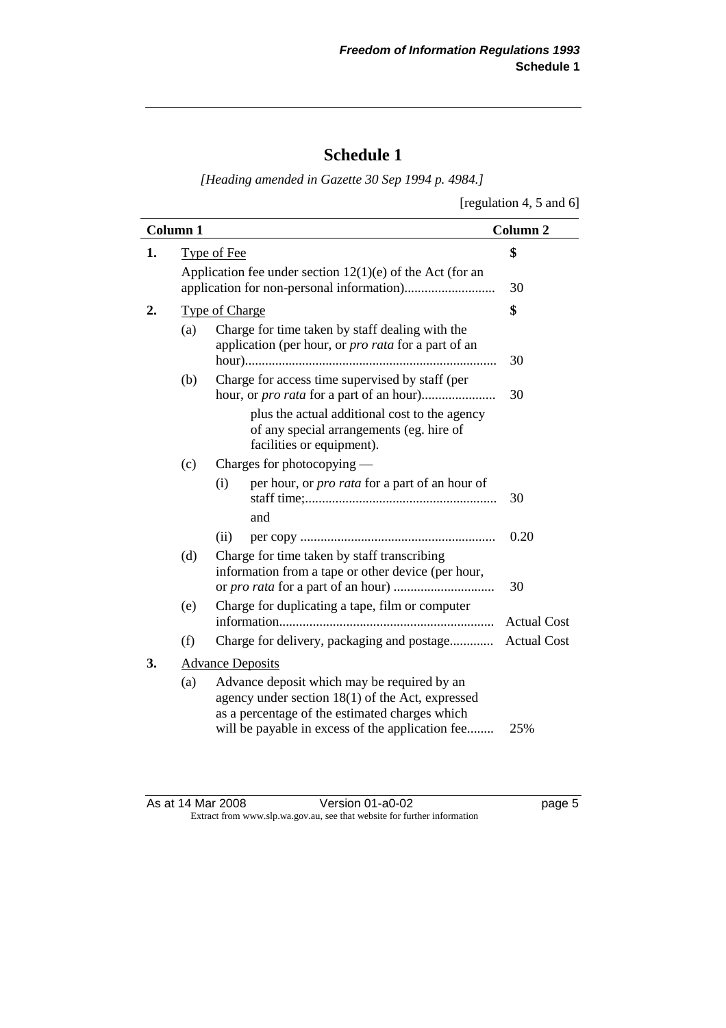# Schedule 1

*[Heading amended in Gazette 30 Sep 1994 p. 4984.]*

[regulation 4, 5 and 6]

| Column 1 | | | | Column 2 |
|---|---|---|---|---|
| **1.** | Type of Fee | | | $ |
| | Application fee under section 12(1)(e) of the Act (for an application for non-personal information)........................... | | | 30 |
| **2.** | Type of Charge | | | $ |
| | (a) | Charge for time taken by staff dealing with the application (per hour, or *pro rata* for a part of an hour)........................................................................... | | 30 |
| | (b) | Charge for access time supervised by staff (per hour, or *pro rata* for a part of an hour)...................... | | 30 |
| | | plus the actual additional cost to the agency of any special arrangements (eg. hire of facilities or equipment). | | |
| | (c) | Charges for photocopying — | | |
| | | (i) | per hour, or *pro rata* for a part of an hour of staff time;......................................................... | 30 |
| | | | and | |
| | | (ii) | per copy .......................................................... | 0.20 |
| | (d) | Charge for time taken by staff transcribing information from a tape or other device (per hour, or *pro rata* for a part of an hour) ............................. | | 30 |
| | (e) | Charge for duplicating a tape, film or computer information................................................................ | | Actual Cost |
| | (f) | Charge for delivery, packaging and postage............. | | Actual Cost |
| **3.** | Advance Deposits | | | |
| | (a) | Advance deposit which may be required by an agency under section 18(1) of the Act, expressed as a percentage of the estimated charges which will be payable in excess of the application fee........ | | 25% |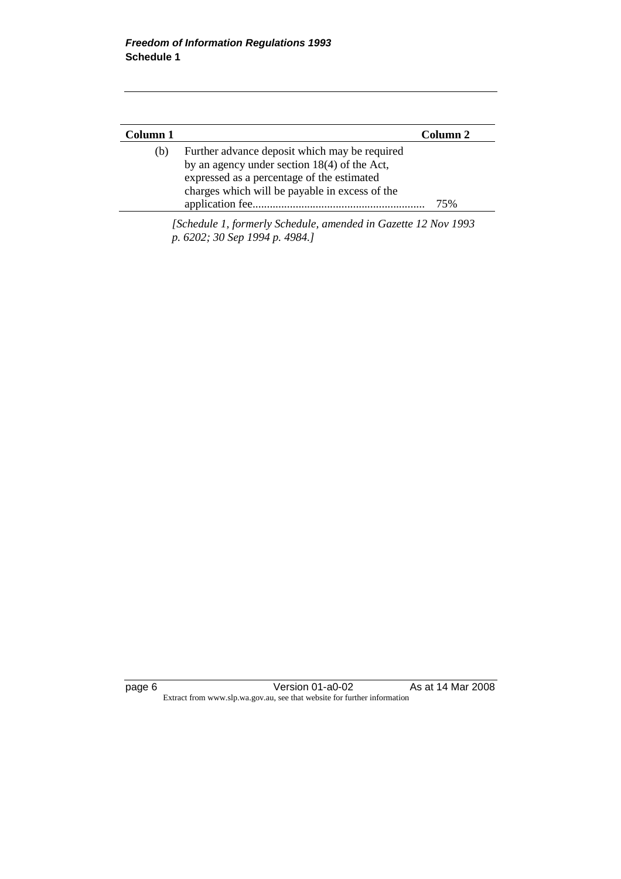| Column 1 | | Column 2 |
|---|---|---|
| (b) | Further advance deposit which may be required by an agency under section 18(4) of the Act, expressed as a percentage of the estimated charges which will be payable in excess of the application fee............................................................ | 75% |

*[Schedule 1, formerly Schedule, amended in Gazette 12 Nov 1993 p. 6202; 30 Sep 1994 p. 4984.]*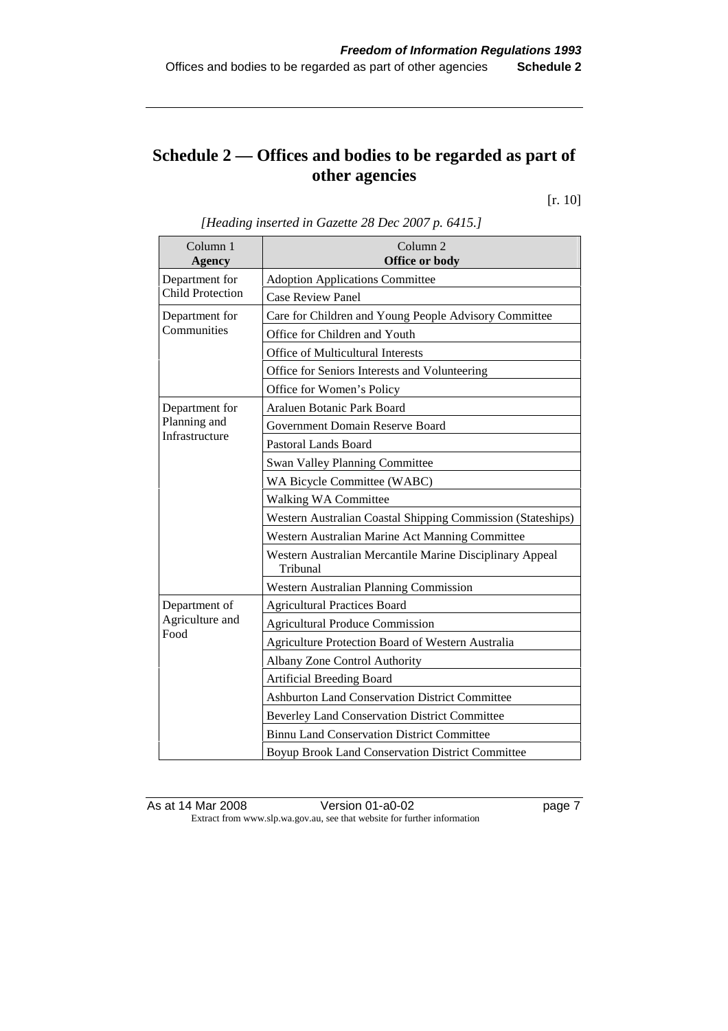# Schedule 2 — Offices and bodies to be regarded as part of other agencies

[r. 10]

*[Heading inserted in Gazette 28 Dec 2007 p. 6415.]*

| Column 1 **Agency** | Column 2 **Office or body** |
|---|---|
| Department for Child Protection | Adoption Applications Committee |
| | Case Review Panel |
| Department for Communities | Care for Children and Young People Advisory Committee |
| | Office for Children and Youth |
| | Office of Multicultural Interests |
| | Office for Seniors Interests and Volunteering |
| | Office for Women's Policy |
| Department for Planning and Infrastructure | Araluen Botanic Park Board |
| | Government Domain Reserve Board |
| | Pastoral Lands Board |
| | Swan Valley Planning Committee |
| | WA Bicycle Committee (WABC) |
| | Walking WA Committee |
| | Western Australian Coastal Shipping Commission (Stateships) |
| | Western Australian Marine Act Manning Committee |
| | Western Australian Mercantile Marine Disciplinary Appeal Tribunal |
| | Western Australian Planning Commission |
| Department of Agriculture and Food | Agricultural Practices Board |
| | Agricultural Produce Commission |
| | Agriculture Protection Board of Western Australia |
| | Albany Zone Control Authority |
| | Artificial Breeding Board |
| | Ashburton Land Conservation District Committee |
| | Beverley Land Conservation District Committee |
| | Binnu Land Conservation District Committee |
| | Boyup Brook Land Conservation District Committee |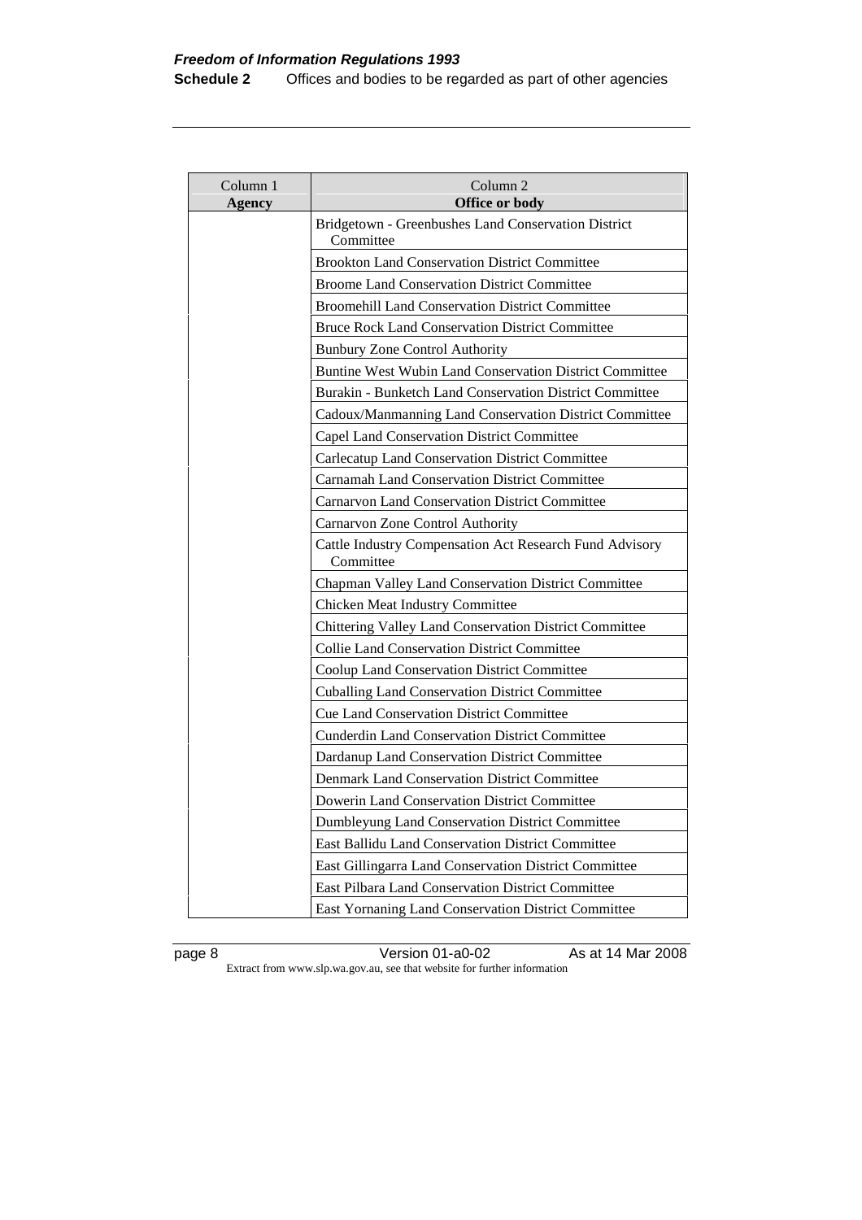| Column 1<br>**Agency** | Column 2<br>**Office or body** |
|---|---|
| | Bridgetown - Greenbushes Land Conservation District Committee |
| | Brookton Land Conservation District Committee |
| | Broome Land Conservation District Committee |
| | Broomehill Land Conservation District Committee |
| | Bruce Rock Land Conservation District Committee |
| | Bunbury Zone Control Authority |
| | Buntine West Wubin Land Conservation District Committee |
| | Burakin - Bunketch Land Conservation District Committee |
| | Cadoux/Manmanning Land Conservation District Committee |
| | Capel Land Conservation District Committee |
| | Carlecatup Land Conservation District Committee |
| | Carnamah Land Conservation District Committee |
| | Carnarvon Land Conservation District Committee |
| | Carnarvon Zone Control Authority |
| | Cattle Industry Compensation Act Research Fund Advisory Committee |
| | Chapman Valley Land Conservation District Committee |
| | Chicken Meat Industry Committee |
| | Chittering Valley Land Conservation District Committee |
| | Collie Land Conservation District Committee |
| | Coolup Land Conservation District Committee |
| | Cuballing Land Conservation District Committee |
| | Cue Land Conservation District Committee |
| | Cunderdin Land Conservation District Committee |
| | Dardanup Land Conservation District Committee |
| | Denmark Land Conservation District Committee |
| | Dowerin Land Conservation District Committee |
| | Dumbleyung Land Conservation District Committee |
| | East Ballidu Land Conservation District Committee |
| | East Gillingarra Land Conservation District Committee |
| | East Pilbara Land Conservation District Committee |
| | East Yornaning Land Conservation District Committee |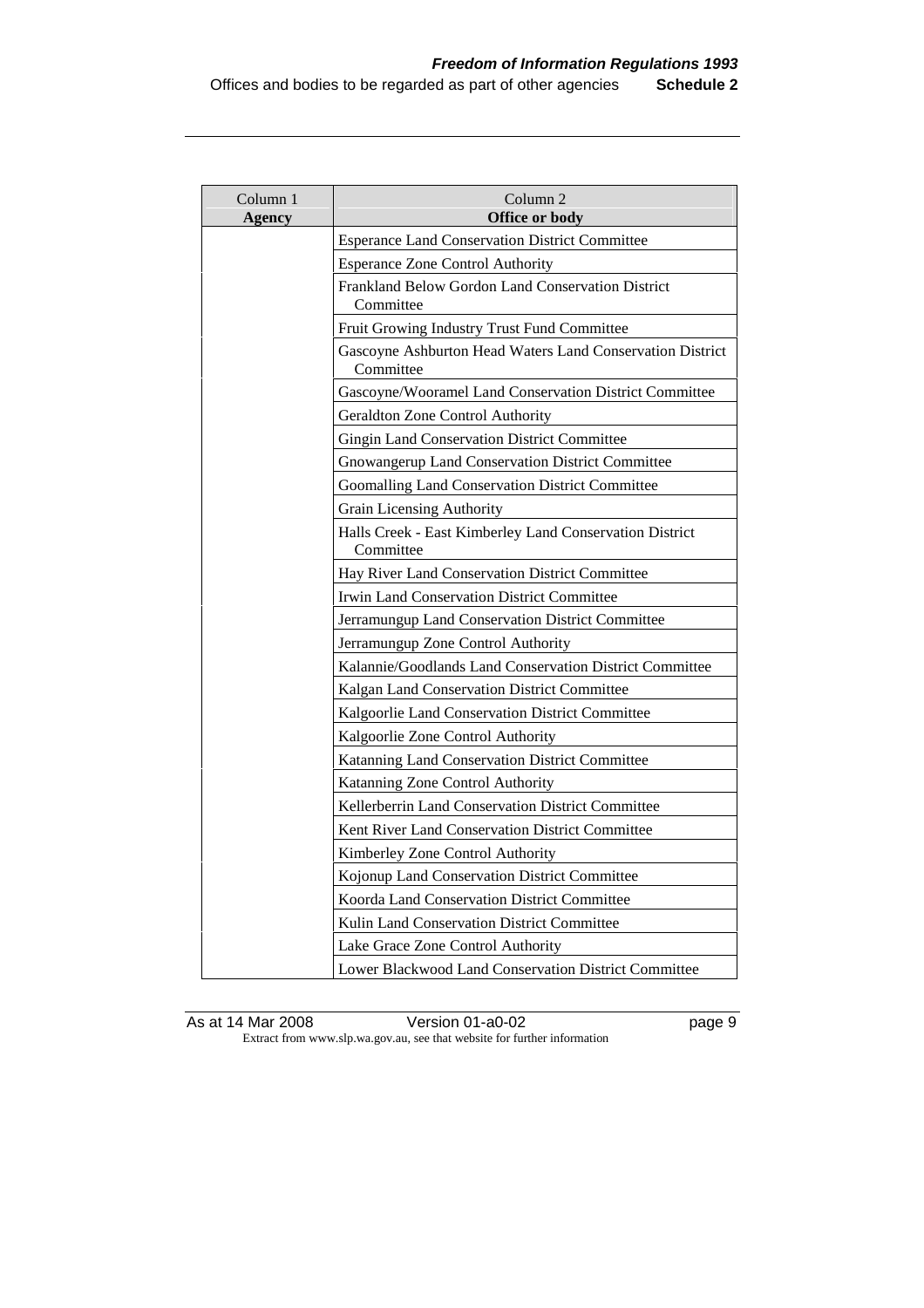| Column 1<br>**Agency** | Column 2<br>**Office or body** |
|---|---|
| | Esperance Land Conservation District Committee |
| | Esperance Zone Control Authority |
| | Frankland Below Gordon Land Conservation District Committee |
| | Fruit Growing Industry Trust Fund Committee |
| | Gascoyne Ashburton Head Waters Land Conservation District Committee |
| | Gascoyne/Wooramel Land Conservation District Committee |
| | Geraldton Zone Control Authority |
| | Gingin Land Conservation District Committee |
| | Gnowangerup Land Conservation District Committee |
| | Goomalling Land Conservation District Committee |
| | Grain Licensing Authority |
| | Halls Creek - East Kimberley Land Conservation District Committee |
| | Hay River Land Conservation District Committee |
| | Irwin Land Conservation District Committee |
| | Jerramungup Land Conservation District Committee |
| | Jerramungup Zone Control Authority |
| | Kalannie/Goodlands Land Conservation District Committee |
| | Kalgan Land Conservation District Committee |
| | Kalgoorlie Land Conservation District Committee |
| | Kalgoorlie Zone Control Authority |
| | Katanning Land Conservation District Committee |
| | Katanning Zone Control Authority |
| | Kellerberrin Land Conservation District Committee |
| | Kent River Land Conservation District Committee |
| | Kimberley Zone Control Authority |
| | Kojonup Land Conservation District Committee |
| | Koorda Land Conservation District Committee |
| | Kulin Land Conservation District Committee |
| | Lake Grace Zone Control Authority |
| | Lower Blackwood Land Conservation District Committee |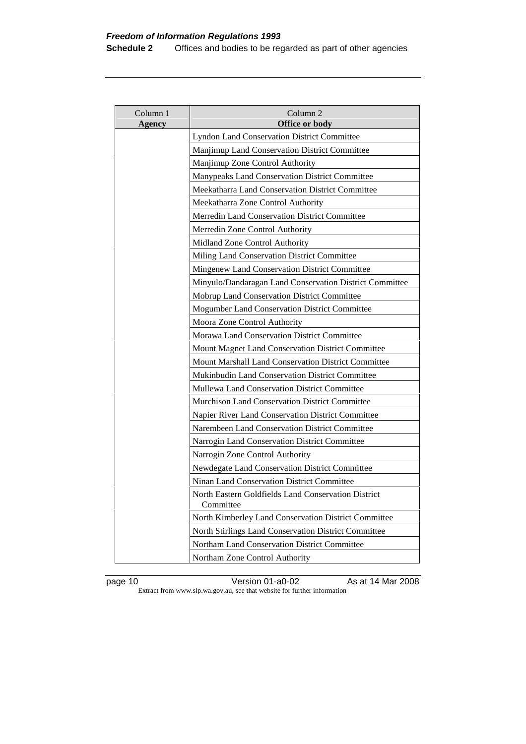| Column 1<br>**Agency** | Column 2<br>**Office or body** |
|---|---|
| | Lyndon Land Conservation District Committee |
| | Manjimup Land Conservation District Committee |
| | Manjimup Zone Control Authority |
| | Manypeaks Land Conservation District Committee |
| | Meekatharra Land Conservation District Committee |
| | Meekatharra Zone Control Authority |
| | Merredin Land Conservation District Committee |
| | Merredin Zone Control Authority |
| | Midland Zone Control Authority |
| | Miling Land Conservation District Committee |
| | Mingenew Land Conservation District Committee |
| | Minyulo/Dandaragan Land Conservation District Committee |
| | Mobrup Land Conservation District Committee |
| | Mogumber Land Conservation District Committee |
| | Moora Zone Control Authority |
| | Morawa Land Conservation District Committee |
| | Mount Magnet Land Conservation District Committee |
| | Mount Marshall Land Conservation District Committee |
| | Mukinbudin Land Conservation District Committee |
| | Mullewa Land Conservation District Committee |
| | Murchison Land Conservation District Committee |
| | Napier River Land Conservation District Committee |
| | Narembeen Land Conservation District Committee |
| | Narrogin Land Conservation District Committee |
| | Narrogin Zone Control Authority |
| | Newdegate Land Conservation District Committee |
| | Ninan Land Conservation District Committee |
| | North Eastern Goldfields Land Conservation District Committee |
| | North Kimberley Land Conservation District Committee |
| | North Stirlings Land Conservation District Committee |
| | Northam Land Conservation District Committee |
| | Northam Zone Control Authority |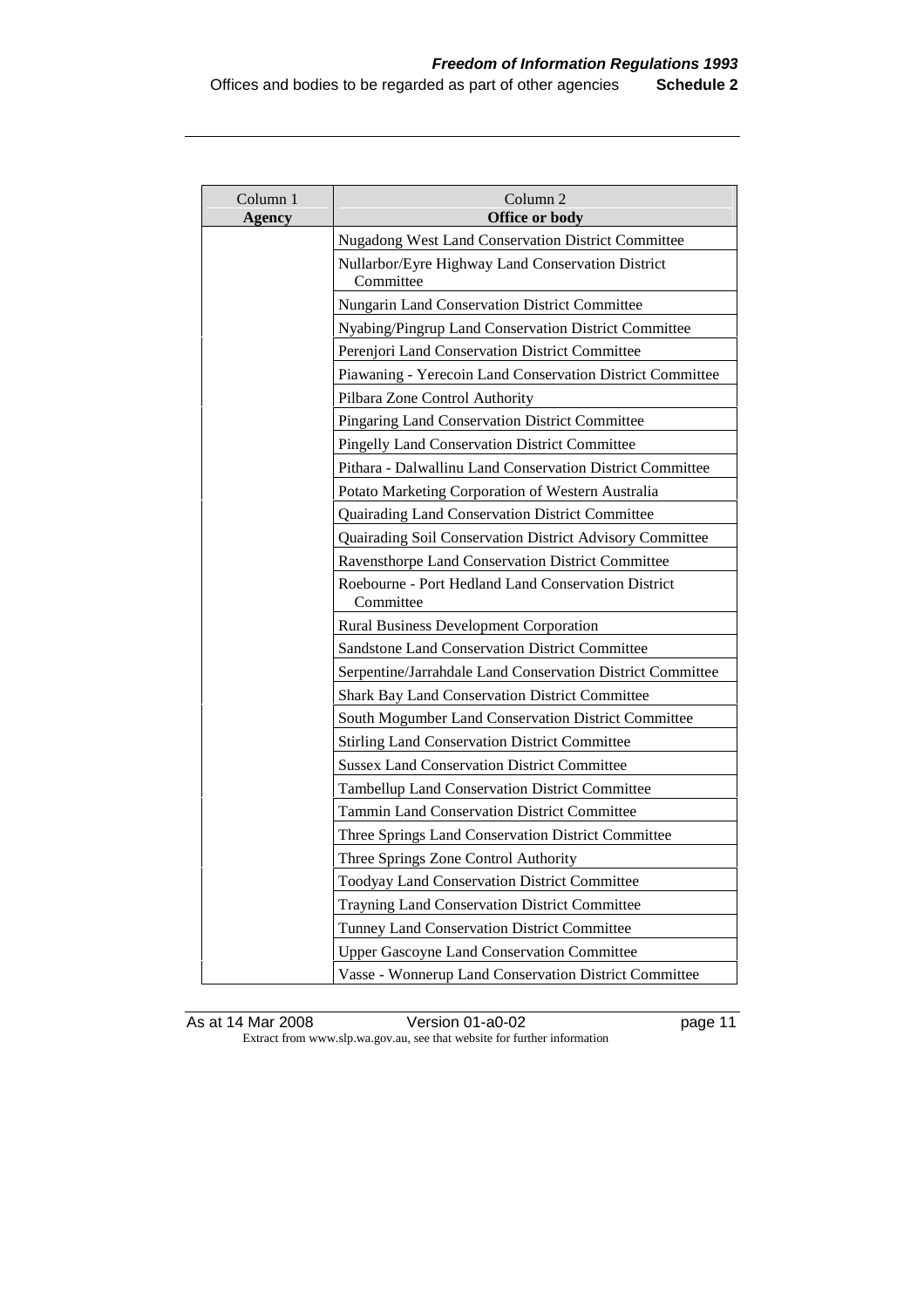| Column 1<br>**Agency** | Column 2<br>**Office or body** |
|---|---|
| | Nugadong West Land Conservation District Committee |
| | Nullarbor/Eyre Highway Land Conservation District Committee |
| | Nungarin Land Conservation District Committee |
| | Nyabing/Pingrup Land Conservation District Committee |
| | Perenjori Land Conservation District Committee |
| | Piawaning - Yerecoin Land Conservation District Committee |
| | Pilbara Zone Control Authority |
| | Pingaring Land Conservation District Committee |
| | Pingelly Land Conservation District Committee |
| | Pithara - Dalwallinu Land Conservation District Committee |
| | Potato Marketing Corporation of Western Australia |
| | Quairading Land Conservation District Committee |
| | Quairading Soil Conservation District Advisory Committee |
| | Ravensthorpe Land Conservation District Committee |
| | Roebourne - Port Hedland Land Conservation District Committee |
| | Rural Business Development Corporation |
| | Sandstone Land Conservation District Committee |
| | Serpentine/Jarrahdale Land Conservation District Committee |
| | Shark Bay Land Conservation District Committee |
| | South Mogumber Land Conservation District Committee |
| | Stirling Land Conservation District Committee |
| | Sussex Land Conservation District Committee |
| | Tambellup Land Conservation District Committee |
| | Tammin Land Conservation District Committee |
| | Three Springs Land Conservation District Committee |
| | Three Springs Zone Control Authority |
| | Toodyay Land Conservation District Committee |
| | Trayning Land Conservation District Committee |
| | Tunney Land Conservation District Committee |
| | Upper Gascoyne Land Conservation Committee |
| | Vasse - Wonnerup Land Conservation District Committee |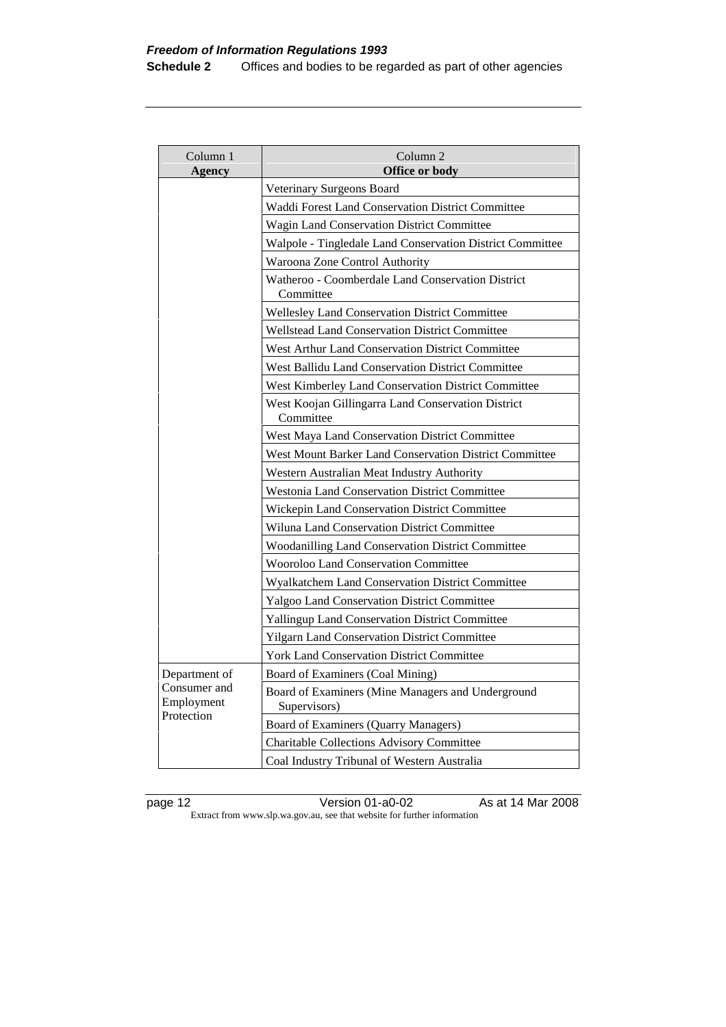| Column 1<br>**Agency** | Column 2<br>**Office or body** |
|---|---|
| | Veterinary Surgeons Board |
| | Waddi Forest Land Conservation District Committee |
| | Wagin Land Conservation District Committee |
| | Walpole - Tingledale Land Conservation District Committee |
| | Waroona Zone Control Authority |
| | Watheroo - Coomberdale Land Conservation District Committee |
| | Wellesley Land Conservation District Committee |
| | Wellstead Land Conservation District Committee |
| | West Arthur Land Conservation District Committee |
| | West Ballidu Land Conservation District Committee |
| | West Kimberley Land Conservation District Committee |
| | West Koojan Gillingarra Land Conservation District Committee |
| | West Maya Land Conservation District Committee |
| | West Mount Barker Land Conservation District Committee |
| | Western Australian Meat Industry Authority |
| | Westonia Land Conservation District Committee |
| | Wickepin Land Conservation District Committee |
| | Wiluna Land Conservation District Committee |
| | Woodanilling Land Conservation District Committee |
| | Wooroloo Land Conservation Committee |
| | Wyalkatchem Land Conservation District Committee |
| | Yalgoo Land Conservation District Committee |
| | Yallingup Land Conservation District Committee |
| | Yilgarn Land Conservation District Committee |
| | York Land Conservation District Committee |
| Department of Consumer and Employment Protection | Board of Examiners (Coal Mining) |
| | Board of Examiners (Mine Managers and Underground Supervisors) |
| | Board of Examiners (Quarry Managers) |
| | Charitable Collections Advisory Committee |
| | Coal Industry Tribunal of Western Australia |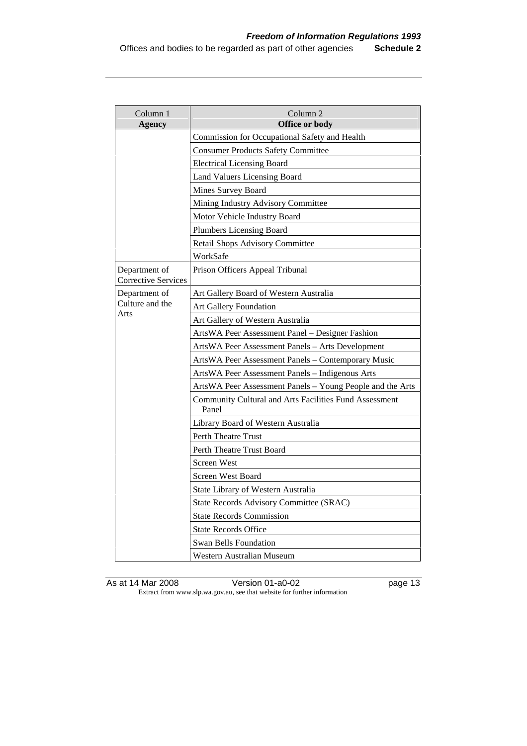| Column 1<br>**Agency** | Column 2<br>**Office or body** |
|---|---|
| | Commission for Occupational Safety and Health |
| | Consumer Products Safety Committee |
| | Electrical Licensing Board |
| | Land Valuers Licensing Board |
| | Mines Survey Board |
| | Mining Industry Advisory Committee |
| | Motor Vehicle Industry Board |
| | Plumbers Licensing Board |
| | Retail Shops Advisory Committee |
| | WorkSafe |
| Department of Corrective Services | Prison Officers Appeal Tribunal |
| Department of Culture and the Arts | Art Gallery Board of Western Australia |
| | Art Gallery Foundation |
| | Art Gallery of Western Australia |
| | ArtsWA Peer Assessment Panel – Designer Fashion |
| | ArtsWA Peer Assessment Panels – Arts Development |
| | ArtsWA Peer Assessment Panels – Contemporary Music |
| | ArtsWA Peer Assessment Panels – Indigenous Arts |
| | ArtsWA Peer Assessment Panels – Young People and the Arts |
| | Community Cultural and Arts Facilities Fund Assessment Panel |
| | Library Board of Western Australia |
| | Perth Theatre Trust |
| | Perth Theatre Trust Board |
| | Screen West |
| | Screen West Board |
| | State Library of Western Australia |
| | State Records Advisory Committee (SRAC) |
| | State Records Commission |
| | State Records Office |
| | Swan Bells Foundation |
| | Western Australian Museum |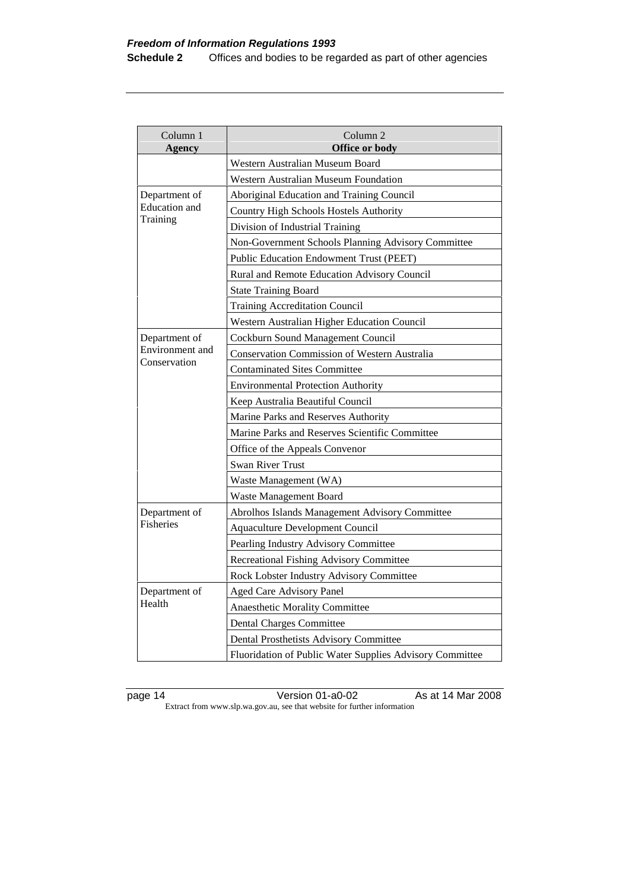| Column 1<br>**Agency** | Column 2<br>**Office or body** |
|---|---|
| | Western Australian Museum Board |
| | Western Australian Museum Foundation |
| Department of Education and Training | Aboriginal Education and Training Council |
| | Country High Schools Hostels Authority |
| | Division of Industrial Training |
| | Non-Government Schools Planning Advisory Committee |
| | Public Education Endowment Trust (PEET) |
| | Rural and Remote Education Advisory Council |
| | State Training Board |
| | Training Accreditation Council |
| | Western Australian Higher Education Council |
| Department of Environment and Conservation | Cockburn Sound Management Council |
| | Conservation Commission of Western Australia |
| | Contaminated Sites Committee |
| | Environmental Protection Authority |
| | Keep Australia Beautiful Council |
| | Marine Parks and Reserves Authority |
| | Marine Parks and Reserves Scientific Committee |
| | Office of the Appeals Convenor |
| | Swan River Trust |
| | Waste Management (WA) |
| | Waste Management Board |
| Department of Fisheries | Abrolhos Islands Management Advisory Committee |
| | Aquaculture Development Council |
| | Pearling Industry Advisory Committee |
| | Recreational Fishing Advisory Committee |
| | Rock Lobster Industry Advisory Committee |
| Department of Health | Aged Care Advisory Panel |
| | Anaesthetic Morality Committee |
| | Dental Charges Committee |
| | Dental Prosthetists Advisory Committee |
| | Fluoridation of Public Water Supplies Advisory Committee |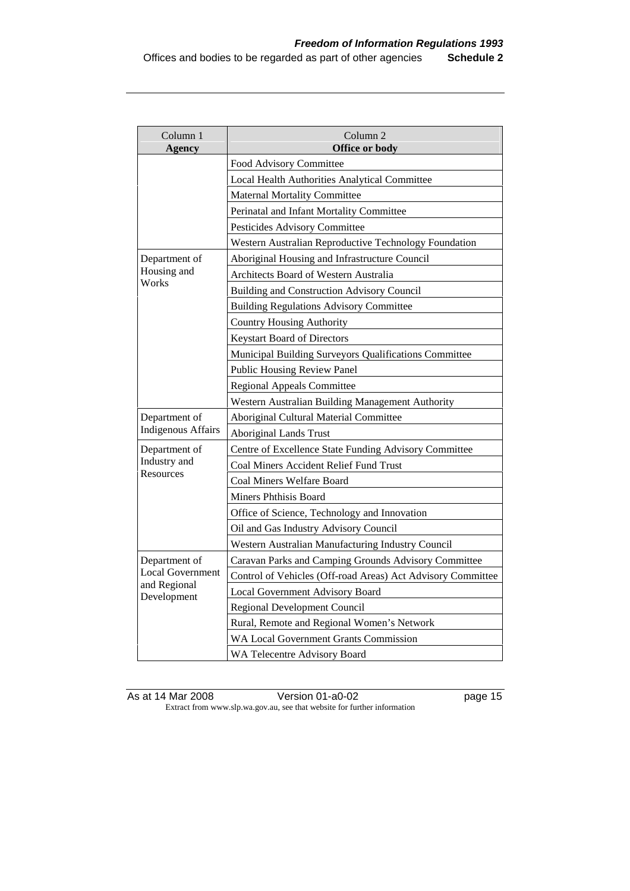| Column 1<br>**Agency** | Column 2<br>**Office or body** |
|---|---|
| | Food Advisory Committee |
| | Local Health Authorities Analytical Committee |
| | Maternal Mortality Committee |
| | Perinatal and Infant Mortality Committee |
| | Pesticides Advisory Committee |
| | Western Australian Reproductive Technology Foundation |
| Department of Housing and Works | Aboriginal Housing and Infrastructure Council |
| | Architects Board of Western Australia |
| | Building and Construction Advisory Council |
| | Building Regulations Advisory Committee |
| | Country Housing Authority |
| | Keystart Board of Directors |
| | Municipal Building Surveyors Qualifications Committee |
| | Public Housing Review Panel |
| | Regional Appeals Committee |
| | Western Australian Building Management Authority |
| Department of Indigenous Affairs | Aboriginal Cultural Material Committee |
| | Aboriginal Lands Trust |
| Department of Industry and Resources | Centre of Excellence State Funding Advisory Committee |
| | Coal Miners Accident Relief Fund Trust |
| | Coal Miners Welfare Board |
| | Miners Phthisis Board |
| | Office of Science, Technology and Innovation |
| | Oil and Gas Industry Advisory Council |
| | Western Australian Manufacturing Industry Council |
| Department of Local Government and Regional Development | Caravan Parks and Camping Grounds Advisory Committee |
| | Control of Vehicles (Off-road Areas) Act Advisory Committee |
| | Local Government Advisory Board |
| | Regional Development Council |
| | Rural, Remote and Regional Women's Network |
| | WA Local Government Grants Commission |
| | WA Telecentre Advisory Board |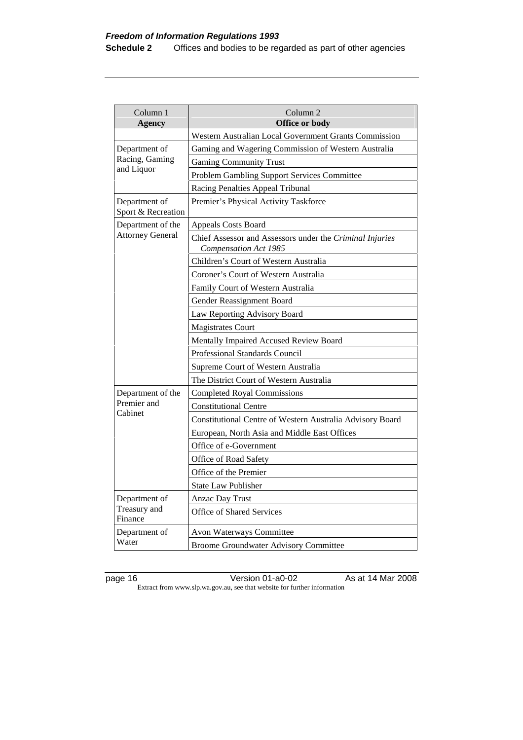| Column 1<br>**Agency** | Column 2<br>**Office or body** |
|---|---|
| | Western Australian Local Government Grants Commission |
| Department of Racing, Gaming and Liquor | Gaming and Wagering Commission of Western Australia |
| | Gaming Community Trust |
| | Problem Gambling Support Services Committee |
| | Racing Penalties Appeal Tribunal |
| Department of Sport & Recreation | Premier's Physical Activity Taskforce |
| Department of the Attorney General | Appeals Costs Board |
| | Chief Assessor and Assessors under the *Criminal Injuries Compensation Act 1985* |
| | Children's Court of Western Australia |
| | Coroner's Court of Western Australia |
| | Family Court of Western Australia |
| | Gender Reassignment Board |
| | Law Reporting Advisory Board |
| | Magistrates Court |
| | Mentally Impaired Accused Review Board |
| | Professional Standards Council |
| | Supreme Court of Western Australia |
| | The District Court of Western Australia |
| Department of the Premier and Cabinet | Completed Royal Commissions |
| | Constitutional Centre |
| | Constitutional Centre of Western Australia Advisory Board |
| | European, North Asia and Middle East Offices |
| | Office of e-Government |
| | Office of Road Safety |
| | Office of the Premier |
| | State Law Publisher |
| Department of Treasury and Finance | Anzac Day Trust |
| | Office of Shared Services |
| Department of Water | Avon Waterways Committee |
| | Broome Groundwater Advisory Committee |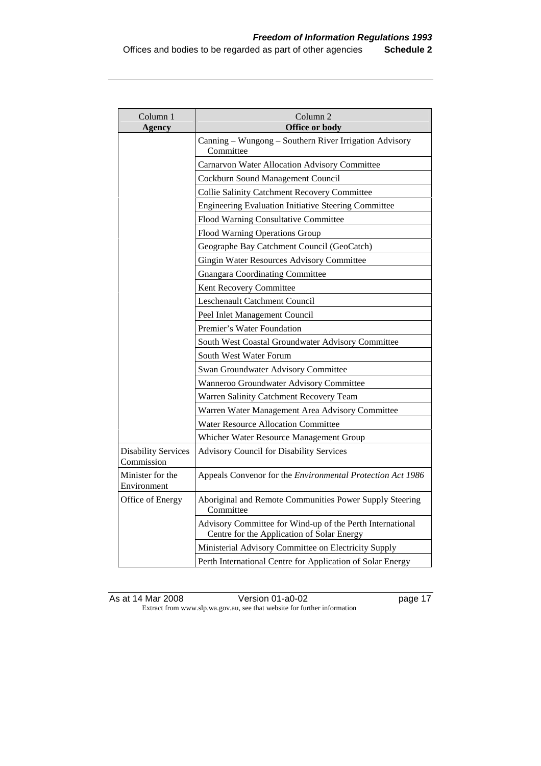| Column 1<br>**Agency** | Column 2<br>**Office or body** |
|---|---|
| | Canning – Wungong – Southern River Irrigation Advisory Committee |
| | Carnarvon Water Allocation Advisory Committee |
| | Cockburn Sound Management Council |
| | Collie Salinity Catchment Recovery Committee |
| | Engineering Evaluation Initiative Steering Committee |
| | Flood Warning Consultative Committee |
| | Flood Warning Operations Group |
| | Geographe Bay Catchment Council (GeoCatch) |
| | Gingin Water Resources Advisory Committee |
| | Gnangara Coordinating Committee |
| | Kent Recovery Committee |
| | Leschenault Catchment Council |
| | Peel Inlet Management Council |
| | Premier's Water Foundation |
| | South West Coastal Groundwater Advisory Committee |
| | South West Water Forum |
| | Swan Groundwater Advisory Committee |
| | Wanneroo Groundwater Advisory Committee |
| | Warren Salinity Catchment Recovery Team |
| | Warren Water Management Area Advisory Committee |
| | Water Resource Allocation Committee |
| | Whicher Water Resource Management Group |
| Disability Services Commission | Advisory Council for Disability Services |
| Minister for the Environment | Appeals Convenor for the *Environmental Protection Act 1986* |
| Office of Energy | Aboriginal and Remote Communities Power Supply Steering Committee |
| | Advisory Committee for Wind-up of the Perth International Centre for the Application of Solar Energy |
| | Ministerial Advisory Committee on Electricity Supply |
| | Perth International Centre for Application of Solar Energy |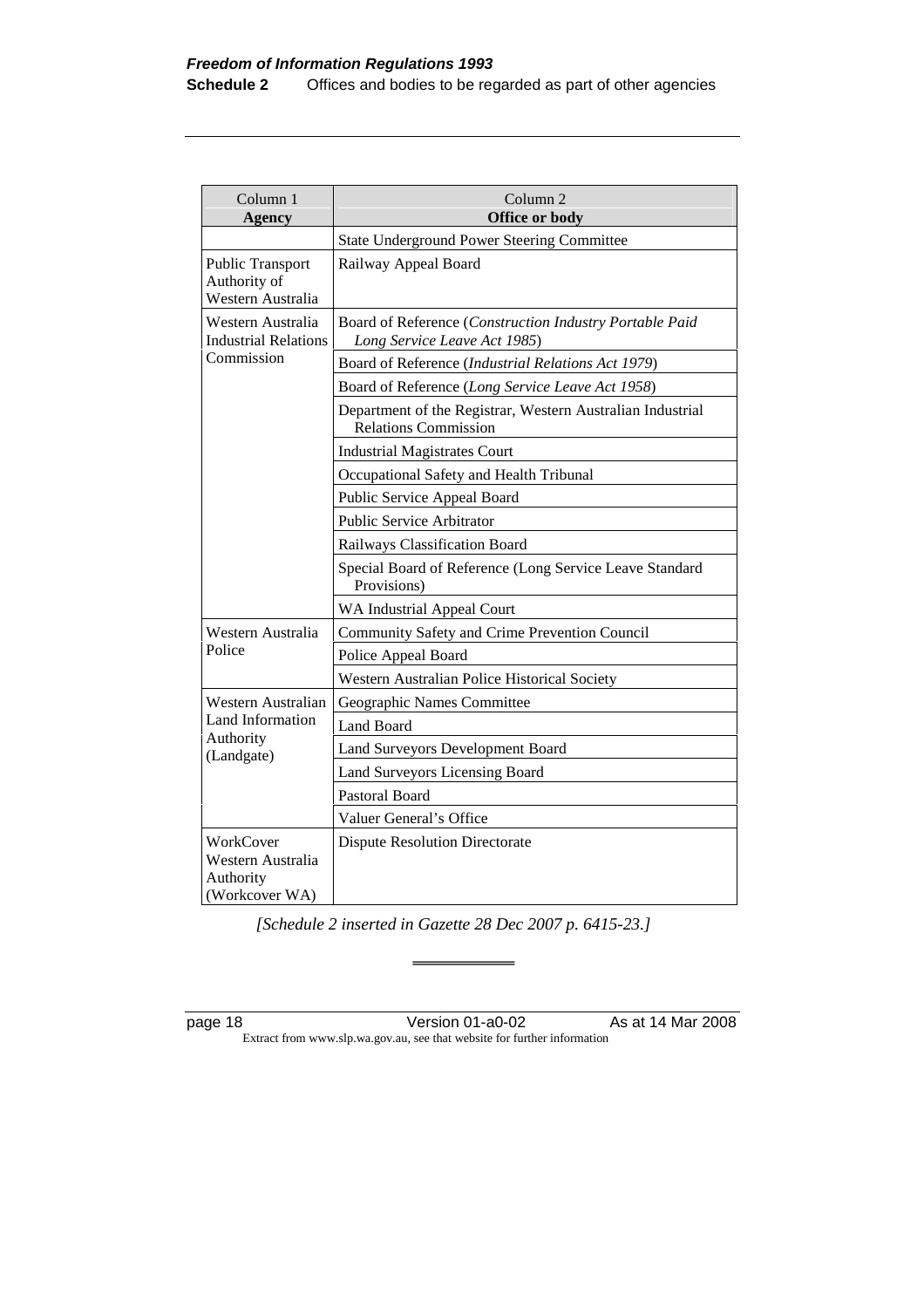| Column 1<br>**Agency** | Column 2<br>**Office or body** |
|---|---|
| | State Underground Power Steering Committee |
| Public Transport Authority of Western Australia | Railway Appeal Board |
| Western Australia Industrial Relations Commission | Board of Reference (*Construction Industry Portable Paid Long Service Leave Act 1985*) |
| | Board of Reference (*Industrial Relations Act 1979*) |
| | Board of Reference (*Long Service Leave Act 1958*) |
| | Department of the Registrar, Western Australian Industrial Relations Commission |
| | Industrial Magistrates Court |
| | Occupational Safety and Health Tribunal |
| | Public Service Appeal Board |
| | Public Service Arbitrator |
| | Railways Classification Board |
| | Special Board of Reference (Long Service Leave Standard Provisions) |
| | WA Industrial Appeal Court |
| Western Australia Police | Community Safety and Crime Prevention Council |
| | Police Appeal Board |
| | Western Australian Police Historical Society |
| Western Australian Land Information Authority (Landgate) | Geographic Names Committee |
| | Land Board |
| | Land Surveyors Development Board |
| | Land Surveyors Licensing Board |
| | Pastoral Board |
| | Valuer General's Office |
| WorkCover Western Australia Authority (Workcover WA) | Dispute Resolution Directorate |

*[Schedule 2 inserted in Gazette 28 Dec 2007 p. 6415-23.]*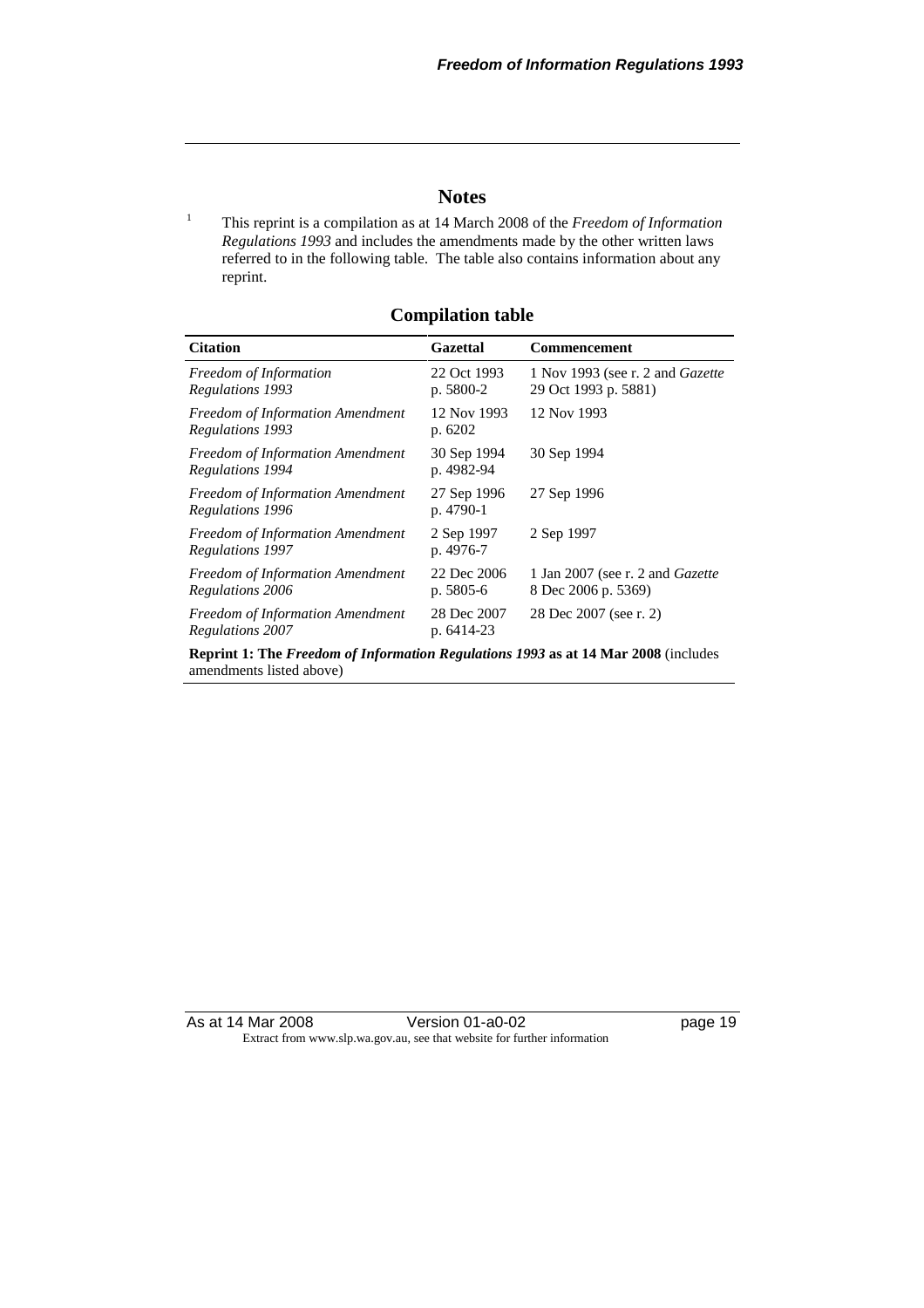## Notes

[1] This reprint is a compilation as at 14 March 2008 of the *Freedom of Information Regulations 1993* and includes the amendments made by the other written laws referred to in the following table. The table also contains information about any reprint.

### Compilation table

| Citation | Gazettal | Commencement |
|---|---|---|
| *Freedom of Information Regulations 1993* | 22 Oct 1993 p. 5800-2 | 1 Nov 1993 (see r. 2 and *Gazette* 29 Oct 1993 p. 5881) |
| *Freedom of Information Amendment Regulations 1993* | 12 Nov 1993 p. 6202 | 12 Nov 1993 |
| *Freedom of Information Amendment Regulations 1994* | 30 Sep 1994 p. 4982-94 | 30 Sep 1994 |
| *Freedom of Information Amendment Regulations 1996* | 27 Sep 1996 p. 4790-1 | 27 Sep 1996 |
| *Freedom of Information Amendment Regulations 1997* | 2 Sep 1997 p. 4976-7 | 2 Sep 1997 |
| *Freedom of Information Amendment Regulations 2006* | 22 Dec 2006 p. 5805-6 | 1 Jan 2007 (see r. 2 and *Gazette* 8 Dec 2006 p. 5369) |
| *Freedom of Information Amendment Regulations 2007* | 28 Dec 2007 p. 6414-23 | 28 Dec 2007 (see r. 2) |
| **Reprint 1: The *Freedom of Information Regulations 1993* as at 14 Mar 2008** (includes amendments listed above) | | |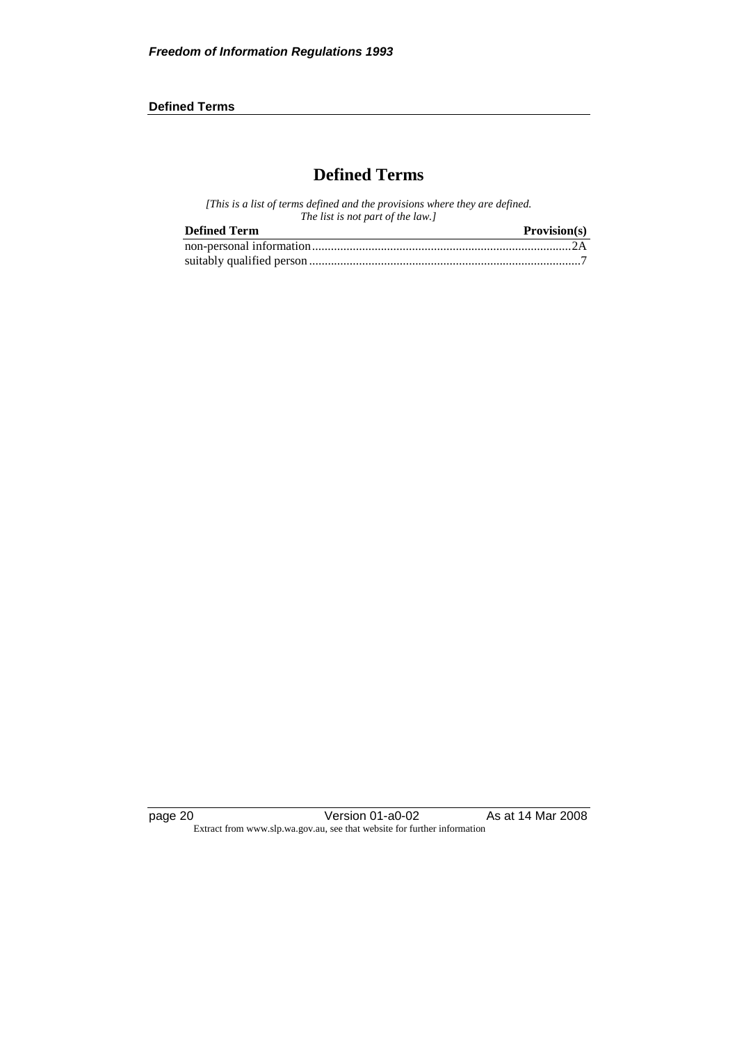# Defined Terms

*[This is a list of terms defined and the provisions where they are defined. The list is not part of the law.]*

| Defined Term | Provision(s) |
| --- | --- |
| non-personal information | 2A |
| suitably qualified person | 7 |